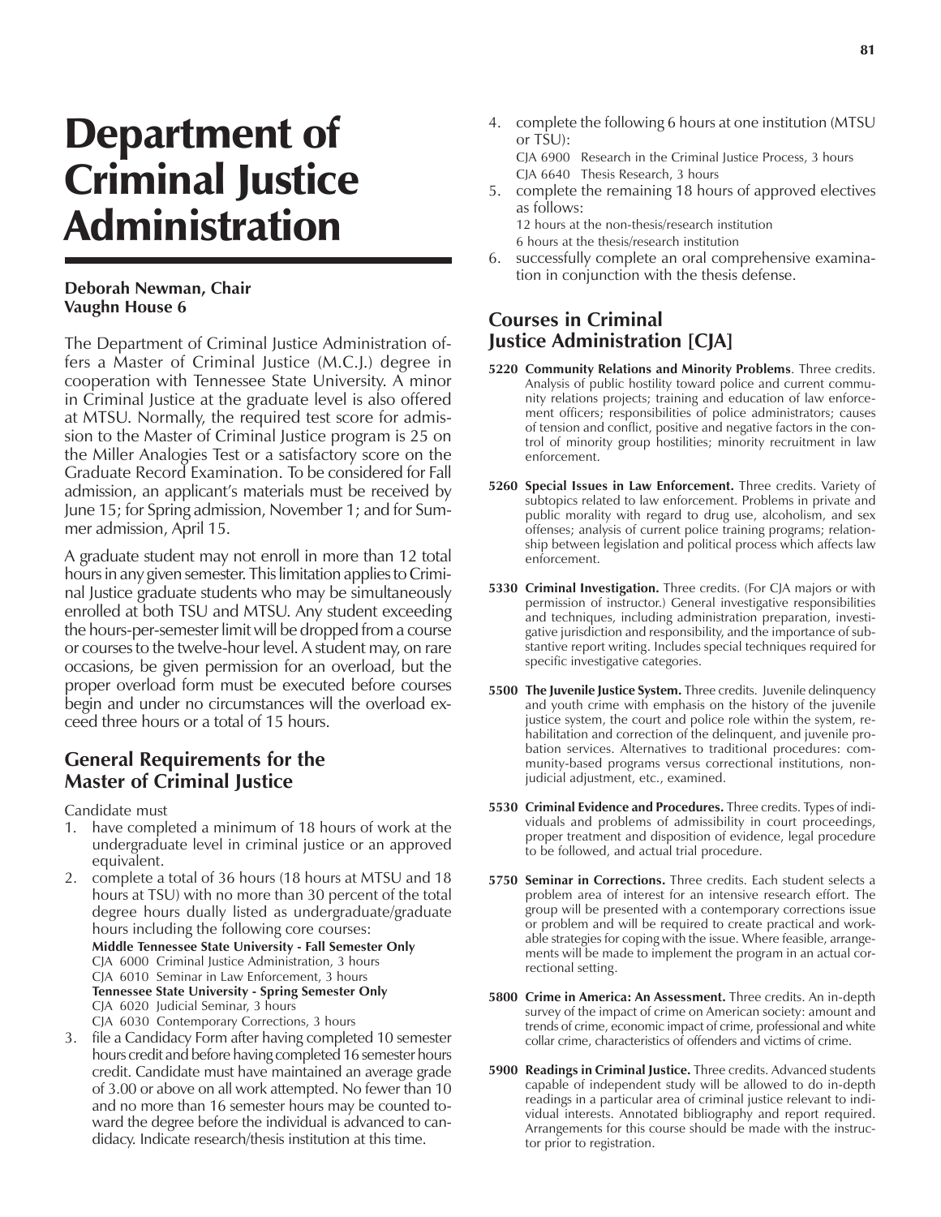# Department of Criminal Justice Administration

**Deborah Newman, Chair**
**Vaughn House 6**

The Department of Criminal Justice Administration offers a Master of Criminal Justice (M.C.J.) degree in cooperation with Tennessee State University. A minor in Criminal Justice at the graduate level is also offered at MTSU. Normally, the required test score for admission to the Master of Criminal Justice program is 25 on the Miller Analogies Test or a satisfactory score on the Graduate Record Examination. To be considered for Fall admission, an applicant's materials must be received by June 15; for Spring admission, November 1; and for Summer admission, April 15.

A graduate student may not enroll in more than 12 total hours in any given semester. This limitation applies to Criminal Justice graduate students who may be simultaneously enrolled at both TSU and MTSU. Any student exceeding the hours-per-semester limit will be dropped from a course or courses to the twelve-hour level. A student may, on rare occasions, be given permission for an overload, but the proper overload form must be executed before courses begin and under no circumstances will the overload exceed three hours or a total of 15 hours.

## General Requirements for the Master of Criminal Justice

Candidate must

1. have completed a minimum of 18 hours of work at the undergraduate level in criminal justice or an approved equivalent.
2. complete a total of 36 hours (18 hours at MTSU and 18 hours at TSU) with no more than 30 percent of the total degree hours dually listed as undergraduate/graduate hours including the following core courses:
   **Middle Tennessee State University - Fall Semester Only**
   CJA 6000 Criminal Justice Administration, 3 hours
   CJA 6010 Seminar in Law Enforcement, 3 hours
   **Tennessee State University - Spring Semester Only**
   CJA 6020 Judicial Seminar, 3 hours
   CJA 6030 Contemporary Corrections, 3 hours
3. file a Candidacy Form after having completed 10 semester hours credit and before having completed 16 semester hours credit. Candidate must have maintained an average grade of 3.00 or above on all work attempted. No fewer than 10 and no more than 16 semester hours may be counted toward the degree before the individual is advanced to candidacy. Indicate research/thesis institution at this time.
4. complete the following 6 hours at one institution (MTSU or TSU):
   CJA 6900 Research in the Criminal Justice Process, 3 hours
   CJA 6640 Thesis Research, 3 hours
5. complete the remaining 18 hours of approved electives as follows:
   12 hours at the non-thesis/research institution
   6 hours at the thesis/research institution
6. successfully complete an oral comprehensive examination in conjunction with the thesis defense.

## Courses in Criminal Justice Administration [CJA]

**5220 Community Relations and Minority Problems**. Three credits. Analysis of public hostility toward police and current community relations projects; training and education of law enforcement officers; responsibilities of police administrators; causes of tension and conflict, positive and negative factors in the control of minority group hostilities; minority recruitment in law enforcement.

**5260 Special Issues in Law Enforcement.** Three credits. Variety of subtopics related to law enforcement. Problems in private and public morality with regard to drug use, alcoholism, and sex offenses; analysis of current police training programs; relationship between legislation and political process which affects law enforcement.

**5330 Criminal Investigation.** Three credits. (For CJA majors or with permission of instructor.) General investigative responsibilities and techniques, including administration preparation, investigative jurisdiction and responsibility, and the importance of substantive report writing. Includes special techniques required for specific investigative categories.

**5500 The Juvenile Justice System.** Three credits. Juvenile delinquency and youth crime with emphasis on the history of the juvenile justice system, the court and police role within the system, rehabilitation and correction of the delinquent, and juvenile probation services. Alternatives to traditional procedures: community-based programs versus correctional institutions, nonjudicial adjustment, etc., examined.

**5530 Criminal Evidence and Procedures.** Three credits. Types of individuals and problems of admissibility in court proceedings, proper treatment and disposition of evidence, legal procedure to be followed, and actual trial procedure.

**5750 Seminar in Corrections.** Three credits. Each student selects a problem area of interest for an intensive research effort. The group will be presented with a contemporary corrections issue or problem and will be required to create practical and workable strategies for coping with the issue. Where feasible, arrangements will be made to implement the program in an actual correctional setting.

**5800 Crime in America: An Assessment.** Three credits. An in-depth survey of the impact of crime on American society: amount and trends of crime, economic impact of crime, professional and white collar crime, characteristics of offenders and victims of crime.

**5900 Readings in Criminal Justice.** Three credits. Advanced students capable of independent study will be allowed to do in-depth readings in a particular area of criminal justice relevant to individual interests. Annotated bibliography and report required. Arrangements for this course should be made with the instructor prior to registration.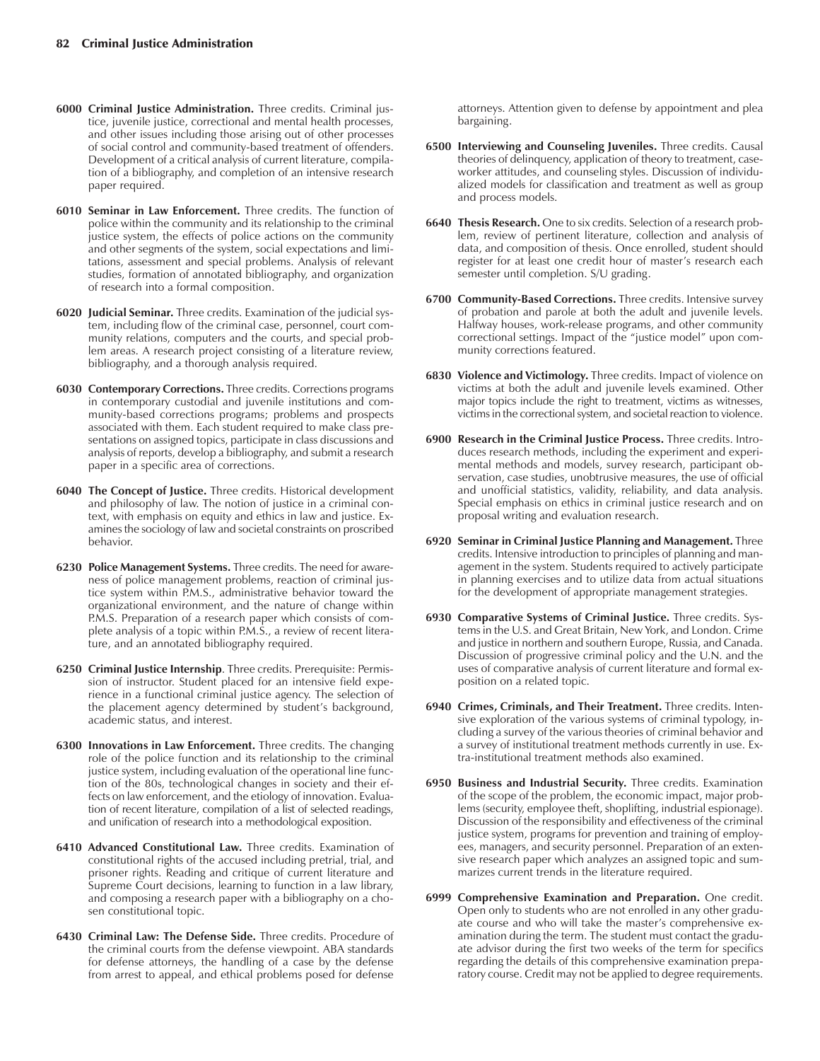**6000 Criminal Justice Administration.** Three credits. Criminal justice, juvenile justice, correctional and mental health processes, and other issues including those arising out of other processes of social control and community-based treatment of offenders. Development of a critical analysis of current literature, compilation of a bibliography, and completion of an intensive research paper required.

**6010 Seminar in Law Enforcement.** Three credits. The function of police within the community and its relationship to the criminal justice system, the effects of police actions on the community and other segments of the system, social expectations and limitations, assessment and special problems. Analysis of relevant studies, formation of annotated bibliography, and organization of research into a formal composition.

**6020 Judicial Seminar.** Three credits. Examination of the judicial system, including flow of the criminal case, personnel, court community relations, computers and the courts, and special problem areas. A research project consisting of a literature review, bibliography, and a thorough analysis required.

**6030 Contemporary Corrections.** Three credits. Corrections programs in contemporary custodial and juvenile institutions and community-based corrections programs; problems and prospects associated with them. Each student required to make class presentations on assigned topics, participate in class discussions and analysis of reports, develop a bibliography, and submit a research paper in a specific area of corrections.

**6040 The Concept of Justice.** Three credits. Historical development and philosophy of law. The notion of justice in a criminal context, with emphasis on equity and ethics in law and justice. Examines the sociology of law and societal constraints on proscribed behavior.

**6230 Police Management Systems.** Three credits. The need for awareness of police management problems, reaction of criminal justice system within P.M.S., administrative behavior toward the organizational environment, and the nature of change within P.M.S. Preparation of a research paper which consists of complete analysis of a topic within P.M.S., a review of recent literature, and an annotated bibliography required.

**6250 Criminal Justice Internship**. Three credits. Prerequisite: Permission of instructor. Student placed for an intensive field experience in a functional criminal justice agency. The selection of the placement agency determined by student's background, academic status, and interest.

**6300 Innovations in Law Enforcement.** Three credits. The changing role of the police function and its relationship to the criminal justice system, including evaluation of the operational line function of the 80s, technological changes in society and their effects on law enforcement, and the etiology of innovation. Evaluation of recent literature, compilation of a list of selected readings, and unification of research into a methodological exposition.

**6410 Advanced Constitutional Law.** Three credits. Examination of constitutional rights of the accused including pretrial, trial, and prisoner rights. Reading and critique of current literature and Supreme Court decisions, learning to function in a law library, and composing a research paper with a bibliography on a chosen constitutional topic.

**6430 Criminal Law: The Defense Side.** Three credits. Procedure of the criminal courts from the defense viewpoint. ABA standards for defense attorneys, the handling of a case by the defense from arrest to appeal, and ethical problems posed for defense attorneys. Attention given to defense by appointment and plea bargaining.

**6500 Interviewing and Counseling Juveniles.** Three credits. Causal theories of delinquency, application of theory to treatment, caseworker attitudes, and counseling styles. Discussion of individualized models for classification and treatment as well as group and process models.

**6640 Thesis Research.** One to six credits. Selection of a research problem, review of pertinent literature, collection and analysis of data, and composition of thesis. Once enrolled, student should register for at least one credit hour of master's research each semester until completion. S/U grading.

**6700 Community-Based Corrections.** Three credits. Intensive survey of probation and parole at both the adult and juvenile levels. Halfway houses, work-release programs, and other community correctional settings. Impact of the "justice model" upon community corrections featured.

**6830 Violence and Victimology.** Three credits. Impact of violence on victims at both the adult and juvenile levels examined. Other major topics include the right to treatment, victims as witnesses, victims in the correctional system, and societal reaction to violence.

**6900 Research in the Criminal Justice Process.** Three credits. Introduces research methods, including the experiment and experimental methods and models, survey research, participant observation, case studies, unobtrusive measures, the use of official and unofficial statistics, validity, reliability, and data analysis. Special emphasis on ethics in criminal justice research and on proposal writing and evaluation research.

**6920 Seminar in Criminal Justice Planning and Management.** Three credits. Intensive introduction to principles of planning and management in the system. Students required to actively participate in planning exercises and to utilize data from actual situations for the development of appropriate management strategies.

**6930 Comparative Systems of Criminal Justice.** Three credits. Systems in the U.S. and Great Britain, New York, and London. Crime and justice in northern and southern Europe, Russia, and Canada. Discussion of progressive criminal policy and the U.N. and the uses of comparative analysis of current literature and formal exposition on a related topic.

**6940 Crimes, Criminals, and Their Treatment.** Three credits. Intensive exploration of the various systems of criminal typology, including a survey of the various theories of criminal behavior and a survey of institutional treatment methods currently in use. Extra-institutional treatment methods also examined.

**6950 Business and Industrial Security.** Three credits. Examination of the scope of the problem, the economic impact, major problems (security, employee theft, shoplifting, industrial espionage). Discussion of the responsibility and effectiveness of the criminal justice system, programs for prevention and training of employees, managers, and security personnel. Preparation of an extensive research paper which analyzes an assigned topic and summarizes current trends in the literature required.

**6999 Comprehensive Examination and Preparation.** One credit. Open only to students who are not enrolled in any other graduate course and who will take the master's comprehensive examination during the term. The student must contact the graduate advisor during the first two weeks of the term for specifics regarding the details of this comprehensive examination preparatory course. Credit may not be applied to degree requirements.